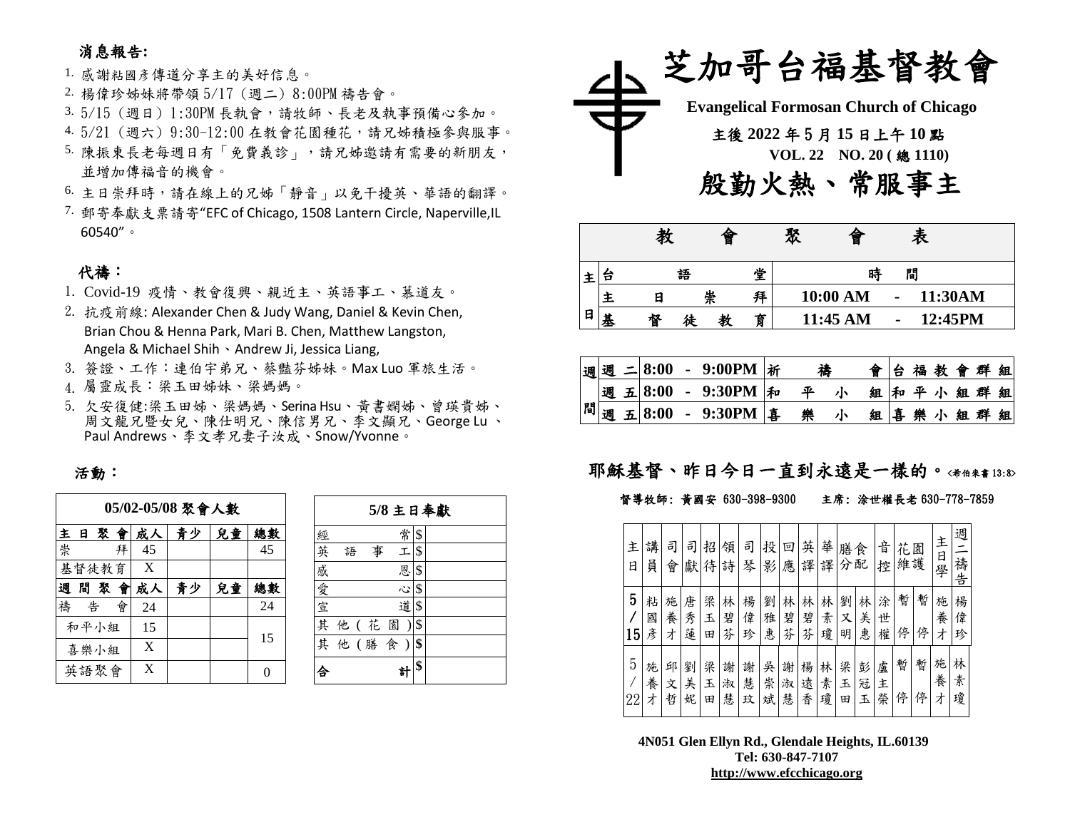## 消息報告:

1. 感謝粘國彥傳道分享主的美好信息。
2. 楊偉珍姊妹將帶領 5/17（週二）8:00PM 禱告會。
3. 5/15（週日）1:30PM 長執會，請牧師、長老及執事預備心參加。
4. 5/21（週六）9:30-12:00 在教會花園種花，請兄姊積極參與服事。
5. 陳振東長老每週日有「免費義診」，請兄姊邀請有需要的新朋友，並增加傳福音的機會。
6. 主日崇拜時，請在線上的兄姊「靜音」以免干擾英、華語的翻譯。
7. 郵寄奉獻支票請寄"EFC of Chicago, 1508 Lantern Circle, Naperville,IL 60540"。

## 代禱：

1. Covid-19 疫情、教會復興、親近主、英語事工、慕道友。
2. 抗疫前線: Alexander Chen & Judy Wang, Daniel & Kevin Chen, Brian Chou & Henna Park, Mari B. Chen, Matthew Langston, Angela & Michael Shih、Andrew Ji, Jessica Liang,
3. 簽證、工作：連伯宇弟兄、蔡豔芬姊妹。Max Luo 軍旅生活。
4. 屬靈成長：梁玉田姊妹、梁媽媽。
5. 欠安復健:梁玉田姊、梁媽媽、Serina Hsu、黃書嫻姊、曾瑛貴姊、周文龍兄暨女兒、陳仕明兄、陳信男兄、李文顯兄、George Lu 、Paul Andrews、李文孝兄妻子汝成、Snow/Yvonne。

## 活動：

| 05/02-05/08 聚會人數 | | | | |
|---|---|---|---|---|
| 主日聚會 | 成人 | 青少 | 兒童 | 總數 |
| 崇拜 | 45 | | | 45 |
| 基督徒教育 | X | | | |
| 週間聚會 | 成人 | 青少 | 兒童 | 總數 |
| 禱告會 | 24 | | | 24 |
| 和平小組 | 15 | | | 15 |
| 喜樂小組 | X | | | |
| 英語聚會 | X | | | 0 |

| 5/8 主日奉獻 | |
|---|---|
| 經常 | $ |
| 英語事工 | $ |
| 感恩 | $ |
| 愛心 | $ |
| 宣道 | $ |
| 其他(花園) | $ |
| 其他(膳食) | $ |
| 合計 | $ |

# 芝加哥台福基督教會

**Evangelical Formosan Church of Chicago**

**主後 2022 年 5 月 15 日上午 10 點**

**VOL. 22 NO. 20 ( 總 1110)**

# 殷勤火熱、常服事主

| 教會聚會表 | | |
|---|---|---|
| 主日 | 台語堂 | 時間 |
| | 主日崇拜 | 10:00 AM - 11:30AM |
| | 基督徒教育 | 11:45 AM - 12:45PM |

| 週間 | 時間 | 聚會 | 群組 |
|---|---|---|---|
| 週二 | 8:00 - 9:00PM | 祈禱會 | 台福教會群組 |
| 週五 | 8:00 - 9:30PM | 和平小組 | 和平小組群組 |
| 週五 | 8:00 - 9:30PM | 喜樂小組 | 喜樂小組群組 |

**耶穌基督、昨日今日一直到永遠是一樣的。**<希伯來書 13:8>

督導牧師: 黃國安 630-398-9300 主席: 涂世權長老 630-778-7859

| 主日 | 講員 | 司會 | 司獻 | 招待 | 領詩 | 司琴 | 投影 | 回應 | 英譯 | 華譯 | 膳食分配 | | 音控 | 花園維護 | | 主日學 | 週二禱告 |
|---|---|---|---|---|---|---|---|---|---|---|---|---|---|---|---|---|---|
| 5/15 | 粘國彥 | 施養才 | 唐秀蓮 | 梁玉田 | 林碧芬 | 楊偉珍 | 劉雅惠 | 林碧芬 | 林碧芬 | 林素瓊 | 劉又明 | 林美惠 | 涂世權 | 暫停 | 暫停 | 施養才 | 楊偉珍 |
| 5/22 | 施養才 | 邱文哲 | 劉美妮 | 梁玉田 | 謝淑慧 | 謝慧玟 | 吳崇斌 | 謝淑慧 | 楊遠香 | 林素瓊 | 梁玉田 | 彭冠玉 | 盧主榮 | 暫停 | 暫停 | 施養才 | 林素瓊 |

**4N051 Glen Ellyn Rd., Glendale Heights, IL.60139**
**Tel: 630-847-7107**
**http://www.efcchicago.org**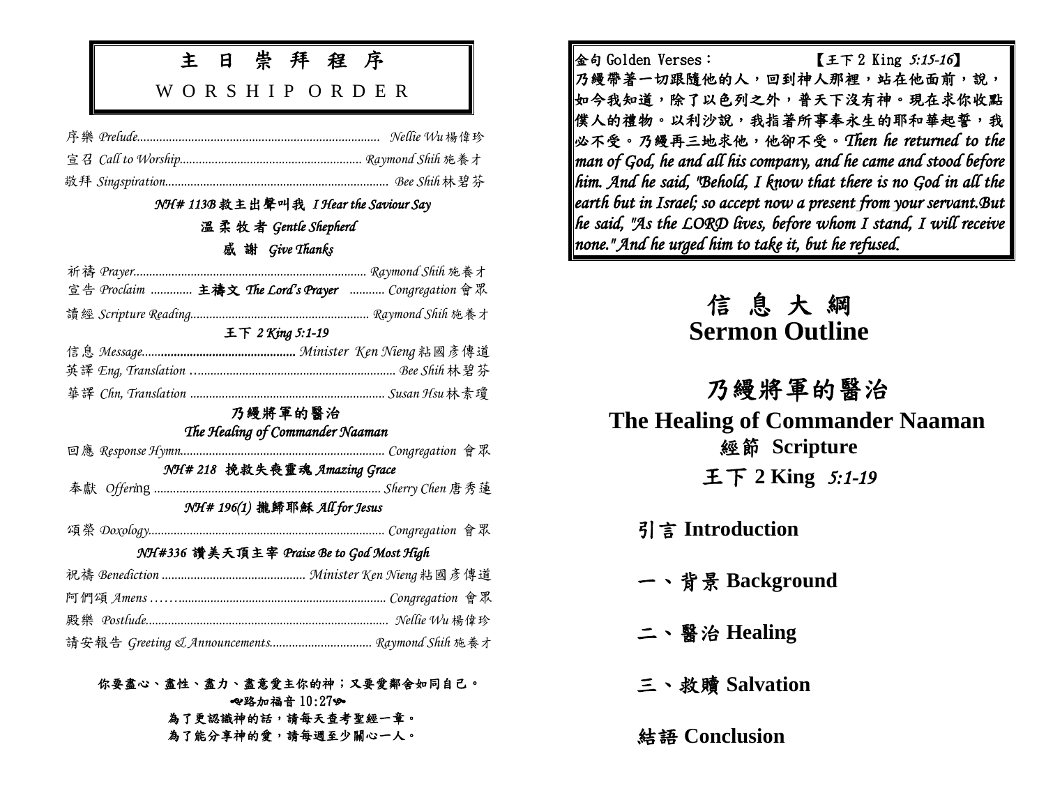# 主 日 崇 拜 程 序
## W O R S H I P O R D E R

序樂 *Prelude*........................................................................ *Nellie Wu* 楊偉珍

宣召 *Call to Worship*........................................................ *Raymond Shih* 施養才

敬拜 *Singspiration*...................................................................... *Bee Shih* 林碧芬

*NH# 113B* 救主出聲叫我 *I Hear the Saviour Say*

溫 柔 牧 者 *Gentle Shepherd*

感 謝 *Give Thanks*

祈禱 *Prayer*........................................................................ *Raymond Shih* 施養才

宣告 *Proclaim* ............. **主禱文** ***The Lord's Prayer*** ........... *Congregation* 會眾

讀經 *Scripture Reading*........................................................ *Raymond Shih* 施養才

王下 *2 King 5:1-19*

信息 *Message*................................................ *Minister Ken Nieng* 粘國彥傳道

英譯 *Eng, Translation* ............................................................... *Bee Shih* 林碧芬

華譯 *Chn, Translation* ............................................................. *Susan Hsu* 林素瓊

乃縵將軍的醫治

*The Healing of Commander Naaman*

回應 *Response Hymn*................................................................ *Congregation* 會眾

*NH# 218* 挽救失喪靈魂 *Amazing Grace*

奉獻 *Offering* ....................................................................... *Sherry Chen* 唐秀蓮

*NH# 196(1)* 攏歸耶穌 *All for Jesus*

頌榮 *Doxology*......................................................................... *Congregation* 會眾

*NH#336* 讚美天頂主宰 *Praise Be to God Most High*

祝禱 *Benediction* ............................................. *Minister Ken Nieng* 粘國彥傳道

阿們頌 *Amens* ……................................................................ *Congregation* 會眾

殿樂 *Postlude*............................................................................ *Nellie Wu* 楊偉珍

請安報告 *Greeting & Announcements*................................ *Raymond Shih* 施養才

你要盡心、盡性、盡力、盡意愛主你的神；又要愛鄰舍如同自己。

路加福音 10:27

為了更認識神的話，請每天查考聖經一章。

為了能分享神的愛，請每週至少關心一人。

---

金句 Golden Verses：　　　　　　【王下 2 King *5:15-16*】

*乃縵帶著一切跟隨他的人，回到神人那裡，站在他面前，說，如今我知道，除了以色列之外，普天下沒有神。現在求你收點僕人的禮物。以利沙說，我指著所事奉永生的耶和華起誓，我必不受。乃縵再三地求他，他卻不受。Then he returned to the man of God, he and all his company, and he came and stood before him. And he said, "Behold, I know that there is no God in all the earth but in Israel; so accept now a present from your servant.But he said, "As the LORD lives, before whom I stand, I will receive none." And he urged him to take it, but he refused.*

# 信 息 大 綱
# Sermon Outline

## 乃縵將軍的醫治
## The Healing of Commander Naaman

**經節 Scripture**

**王下 2 King *5:1-19***

**引言 Introduction**

**一、背景 Background**

**二、醫治 Healing**

**三、救贖 Salvation**

**結語 Conclusion**